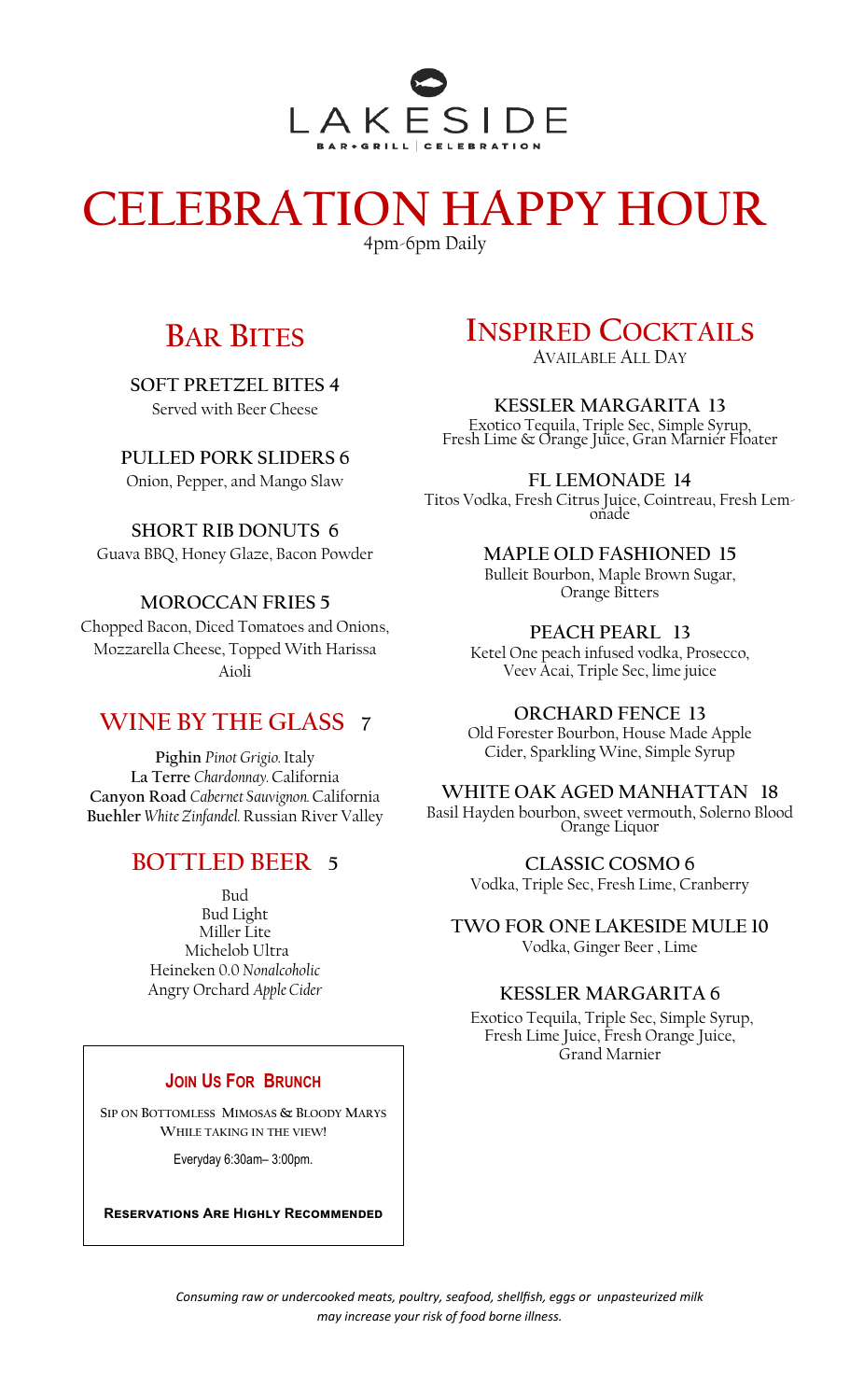# LAKESIDE

BAR • GRILL | CELEBRATION

# CELEBRATION HAPPY HOUR

4pm-6pm Daily

## Bar Bites

**SOFT PRETZEL BITES 4**
Served with Beer Cheese

**PULLED PORK SLIDERS 6**
Onion, Pepper, and Mango Slaw

**SHORT RIB DONUTS 6**
Guava BBQ, Honey Glaze, Bacon Powder

**MOROCCAN FRIES 5**
Chopped Bacon, Diced Tomatoes and Onions, Mozzarella Cheese, Topped With Harissa Aioli

## WINE BY THE GLASS 7

**Pighin** *Pinot Grigio.* Italy
**La Terre** *Chardonnay.* California
**Canyon Road** *Cabernet Sauvignon.* California
**Buehler** *White Zinfandel.* Russian River Valley

## BOTTLED BEER 5

Bud
Bud Light
Miller Lite
Michelob Ultra
Heineken 0.0 *Nonalcoholic*
Angry Orchard *Apple Cider*

### Join Us For Brunch

Sip on Bottomless Mimosas & Bloody Marys While taking in the view!

Everyday 6:30am– 3:00pm.

**Reservations Are Highly Recommended**

## Inspired Cocktails

Available All Day

**KESSLER MARGARITA 13**
Exotico Tequila, Triple Sec, Simple Syrup, Fresh Lime & Orange Juice, Gran Marnier Floater

**FL LEMONADE 14**
Titos Vodka, Fresh Citrus Juice, Cointreau, Fresh Lemonade

**MAPLE OLD FASHIONED 15**
Bulleit Bourbon, Maple Brown Sugar, Orange Bitters

**PEACH PEARL 13**
Ketel One peach infused vodka, Prosecco, Veev Acai, Triple Sec, lime juice

**ORCHARD FENCE 13**
Old Forester Bourbon, House Made Apple Cider, Sparkling Wine, Simple Syrup

**WHITE OAK AGED MANHATTAN 18**
Basil Hayden bourbon, sweet vermouth, Solerno Blood Orange Liquor

**CLASSIC COSMO 6**
Vodka, Triple Sec, Fresh Lime, Cranberry

**TWO FOR ONE LAKESIDE MULE 10**
Vodka, Ginger Beer , Lime

**KESSLER MARGARITA 6**
Exotico Tequila, Triple Sec, Simple Syrup, Fresh Lime Juice, Fresh Orange Juice, Grand Marnier

*Consuming raw or undercooked meats, poultry, seafood, shellfish, eggs or unpasteurized milk may increase your risk of food borne illness.*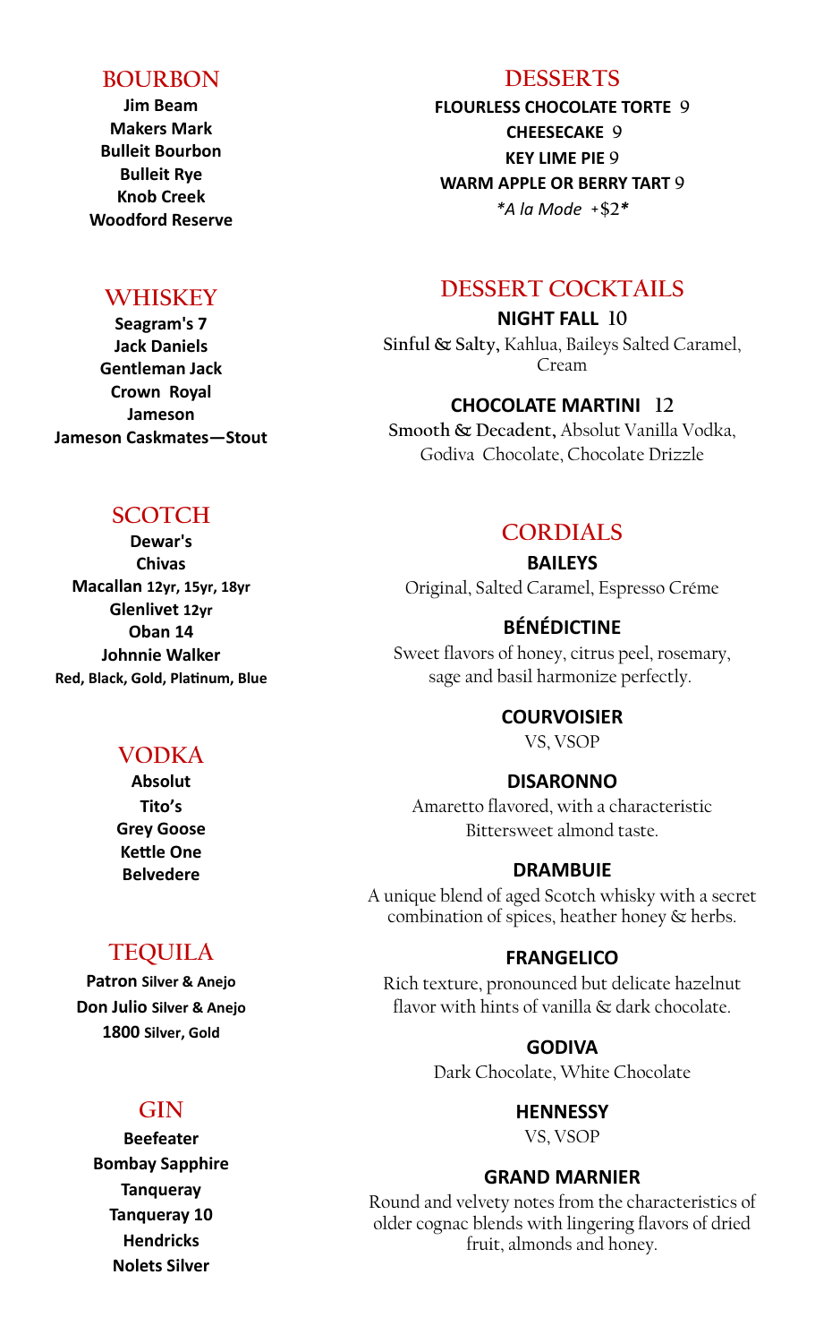## BOURBON

**Jim Beam**
**Makers Mark**
**Bulleit Bourbon**
**Bulleit Rye**
**Knob Creek**
**Woodford Reserve**

## WHISKEY

**Seagram's 7**
**Jack Daniels**
**Gentleman Jack**
**Crown Royal**
**Jameson**
**Jameson Caskmates—Stout**

## SCOTCH

**Dewar's**
**Chivas**
**Macallan 12yr, 15yr, 18yr**
**Glenlivet 12yr**
**Oban 14**
**Johnnie Walker**
**Red, Black, Gold, Platinum, Blue**

## VODKA

**Absolut**
**Tito's**
**Grey Goose**
**Kettle One**
**Belvedere**

## TEQUILA

**Patron Silver & Anejo**
**Don Julio Silver & Anejo**
**1800 Silver, Gold**

## GIN

**Beefeater**
**Bombay Sapphire**
**Tanqueray**
**Tanqueray 10**
**Hendricks**
**Nolets Silver**

## DESSERTS

**FLOURLESS CHOCOLATE TORTE** 9
**CHEESECAKE** 9
**KEY LIME PIE** 9
**WARM APPLE OR BERRY TART** 9
**\*A la Mode +$2\***

## DESSERT COCKTAILS

**NIGHT FALL** 10
**Sinful & Salty,** Kahlua, Baileys Salted Caramel, Cream

**CHOCOLATE MARTINI** 12
**Smooth & Decadent,** Absolut Vanilla Vodka, Godiva Chocolate, Chocolate Drizzle

## CORDIALS

**BAILEYS**
Original, Salted Caramel, Espresso Créme

**BÉNÉDICTINE**
Sweet flavors of honey, citrus peel, rosemary, sage and basil harmonize perfectly.

**COURVOISIER**
VS, VSOP

**DISARONNO**
Amaretto flavored, with a characteristic Bittersweet almond taste.

**DRAMBUIE**
A unique blend of aged Scotch whisky with a secret combination of spices, heather honey & herbs.

**FRANGELICO**
Rich texture, pronounced but delicate hazelnut flavor with hints of vanilla & dark chocolate.

**GODIVA**
Dark Chocolate, White Chocolate

**HENNESSY**
VS, VSOP

**GRAND MARNIER**
Round and velvety notes from the characteristics of older cognac blends with lingering flavors of dried fruit, almonds and honey.